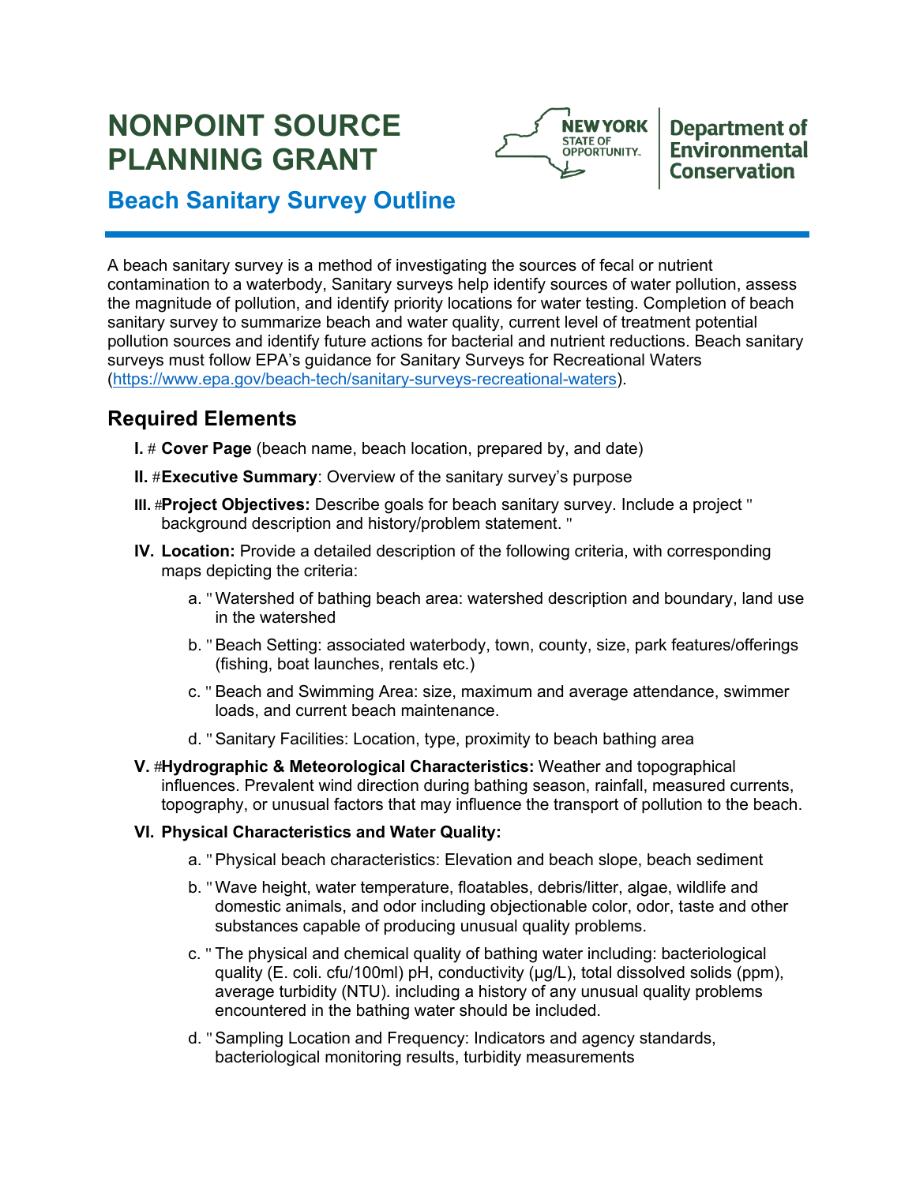# NONPOINT SOURCE PLANNING GRANT

## Beach Sanitary Survey Outline

A beach sanitary survey is a method of investigating the sources of fecal or nutrient contamination to a waterbody, Sanitary surveys help identify sources of water pollution, assess the magnitude of pollution, and identify priority locations for water testing. Completion of beach sanitary survey to summarize beach and water quality, current level of treatment potential pollution sources and identify future actions for bacterial and nutrient reductions. Beach sanitary surveys must follow EPA's guidance for Sanitary Surveys for Recreational Waters (https://www.epa.gov/beach-tech/sanitary-surveys-recreational-waters).

## Required Elements

I. **Cover Page** (beach name, beach location, prepared by, and date)

II. **Executive Summary**: Overview of the sanitary survey's purpose

III. **Project Objectives:** Describe goals for beach sanitary survey. Include a project background description and history/problem statement.

IV. **Location:** Provide a detailed description of the following criteria, with corresponding maps depicting the criteria:

   a. Watershed of bathing beach area: watershed description and boundary, land use in the watershed

   b. Beach Setting: associated waterbody, town, county, size, park features/offerings (fishing, boat launches, rentals etc.)

   c. Beach and Swimming Area: size, maximum and average attendance, swimmer loads, and current beach maintenance.

   d. Sanitary Facilities: Location, type, proximity to beach bathing area

V. **Hydrographic & Meteorological Characteristics:** Weather and topographical influences. Prevalent wind direction during bathing season, rainfall, measured currents, topography, or unusual factors that may influence the transport of pollution to the beach.

VI. **Physical Characteristics and Water Quality:**

   a. Physical beach characteristics: Elevation and beach slope, beach sediment

   b. Wave height, water temperature, floatables, debris/litter, algae, wildlife and domestic animals, and odor including objectionable color, odor, taste and other substances capable of producing unusual quality problems.

   c. The physical and chemical quality of bathing water including: bacteriological quality (E. coli. cfu/100ml) pH, conductivity (µg/L), total dissolved solids (ppm), average turbidity (NTU). including a history of any unusual quality problems encountered in the bathing water should be included.

   d. Sampling Location and Frequency: Indicators and agency standards, bacteriological monitoring results, turbidity measurements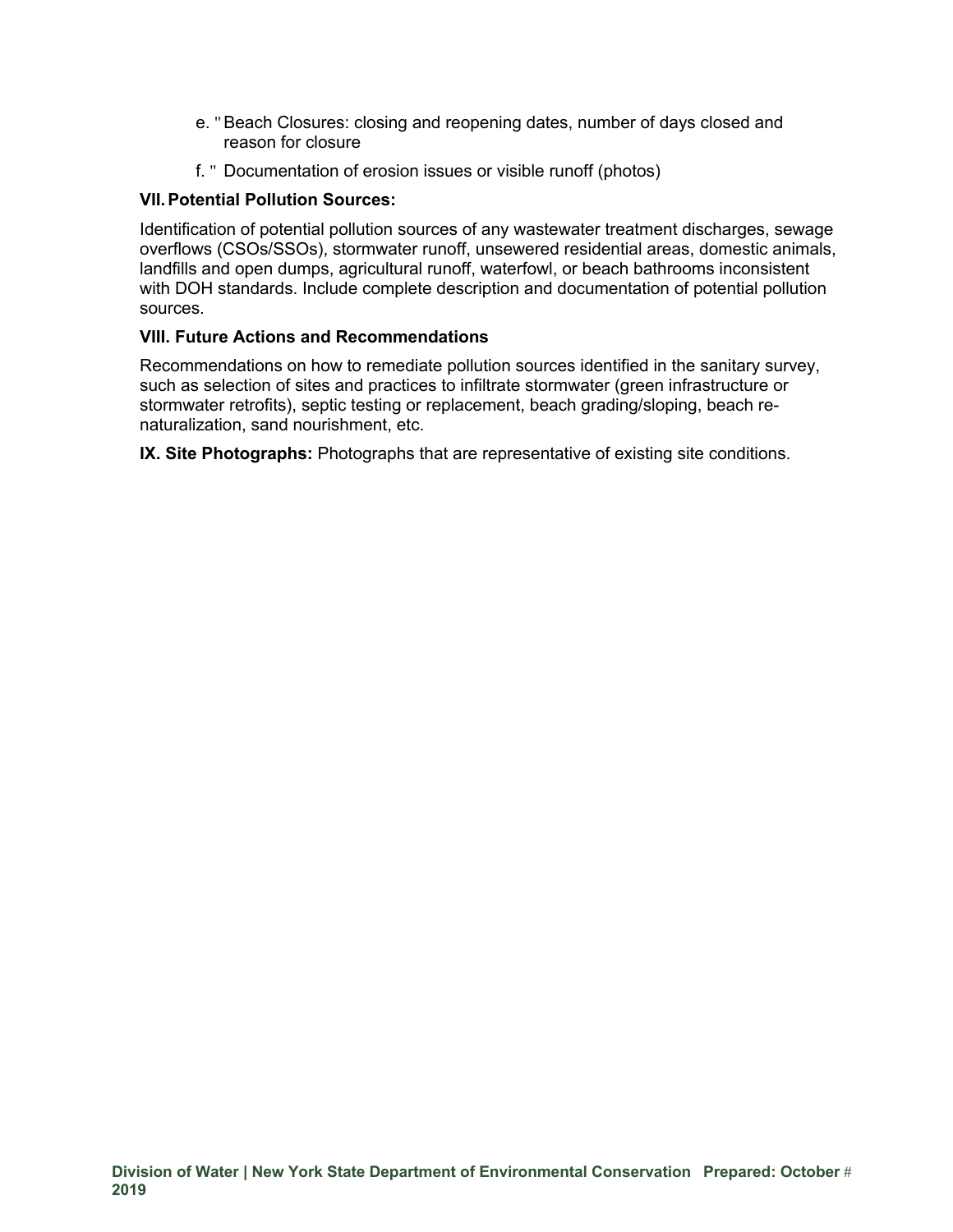e. Beach Closures: closing and reopening dates, number of days closed and reason for closure

f. Documentation of erosion issues or visible runoff (photos)

**VII. Potential Pollution Sources:**

Identification of potential pollution sources of any wastewater treatment discharges, sewage overflows (CSOs/SSOs), stormwater runoff, unsewered residential areas, domestic animals, landfills and open dumps, agricultural runoff, waterfowl, or beach bathrooms inconsistent with DOH standards. Include complete description and documentation of potential pollution sources.

**VIII. Future Actions and Recommendations**

Recommendations on how to remediate pollution sources identified in the sanitary survey, such as selection of sites and practices to infiltrate stormwater (green infrastructure or stormwater retrofits), septic testing or replacement, beach grading/sloping, beach re-naturalization, sand nourishment, etc.

**IX. Site Photographs:** Photographs that are representative of existing site conditions.